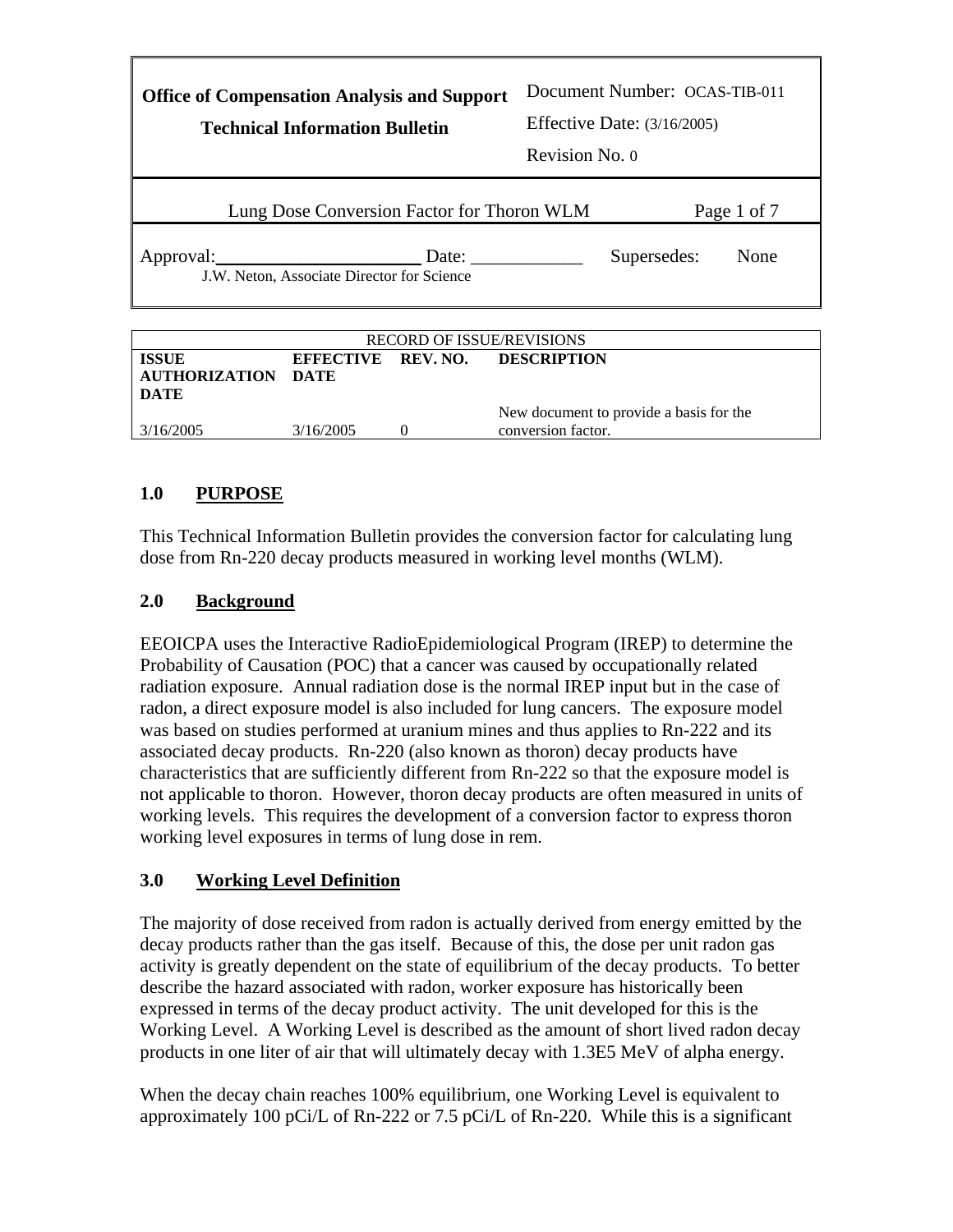| Office of Compensation Analysis and Support Technical Information Bulletin | Document Number: OCAS-TIB-011<br>Effective Date: (3/16/2005)<br>Revision No. 0 |
|---|---|
| Lung Dose Conversion Factor for Thoron WLM | |
| Approval:______________________ Date: ____________<br>J.W. Neton, Associate Director for Science | Supersedes: None |

| RECORD OF ISSUE/REVISIONS | | | |
|---|---|---|---|
| **ISSUE AUTHORIZATION DATE** | **EFFECTIVE DATE** | **REV. NO.** | **DESCRIPTION** |
| 3/16/2005 | 3/16/2005 | 0 | New document to provide a basis for the conversion factor. |

## 1.0 PURPOSE

This Technical Information Bulletin provides the conversion factor for calculating lung dose from Rn-220 decay products measured in working level months (WLM).

## 2.0 Background

EEOICPA uses the Interactive RadioEpidemiological Program (IREP) to determine the Probability of Causation (POC) that a cancer was caused by occupationally related radiation exposure. Annual radiation dose is the normal IREP input but in the case of radon, a direct exposure model is also included for lung cancers. The exposure model was based on studies performed at uranium mines and thus applies to Rn-222 and its associated decay products. Rn-220 (also known as thoron) decay products have characteristics that are sufficiently different from Rn-222 so that the exposure model is not applicable to thoron. However, thoron decay products are often measured in units of working levels. This requires the development of a conversion factor to express thoron working level exposures in terms of lung dose in rem.

## 3.0 Working Level Definition

The majority of dose received from radon is actually derived from energy emitted by the decay products rather than the gas itself. Because of this, the dose per unit radon gas activity is greatly dependent on the state of equilibrium of the decay products. To better describe the hazard associated with radon, worker exposure has historically been expressed in terms of the decay product activity. The unit developed for this is the Working Level. A Working Level is described as the amount of short lived radon decay products in one liter of air that will ultimately decay with 1.3E5 MeV of alpha energy.

When the decay chain reaches 100% equilibrium, one Working Level is equivalent to approximately 100 pCi/L of Rn-222 or 7.5 pCi/L of Rn-220. While this is a significant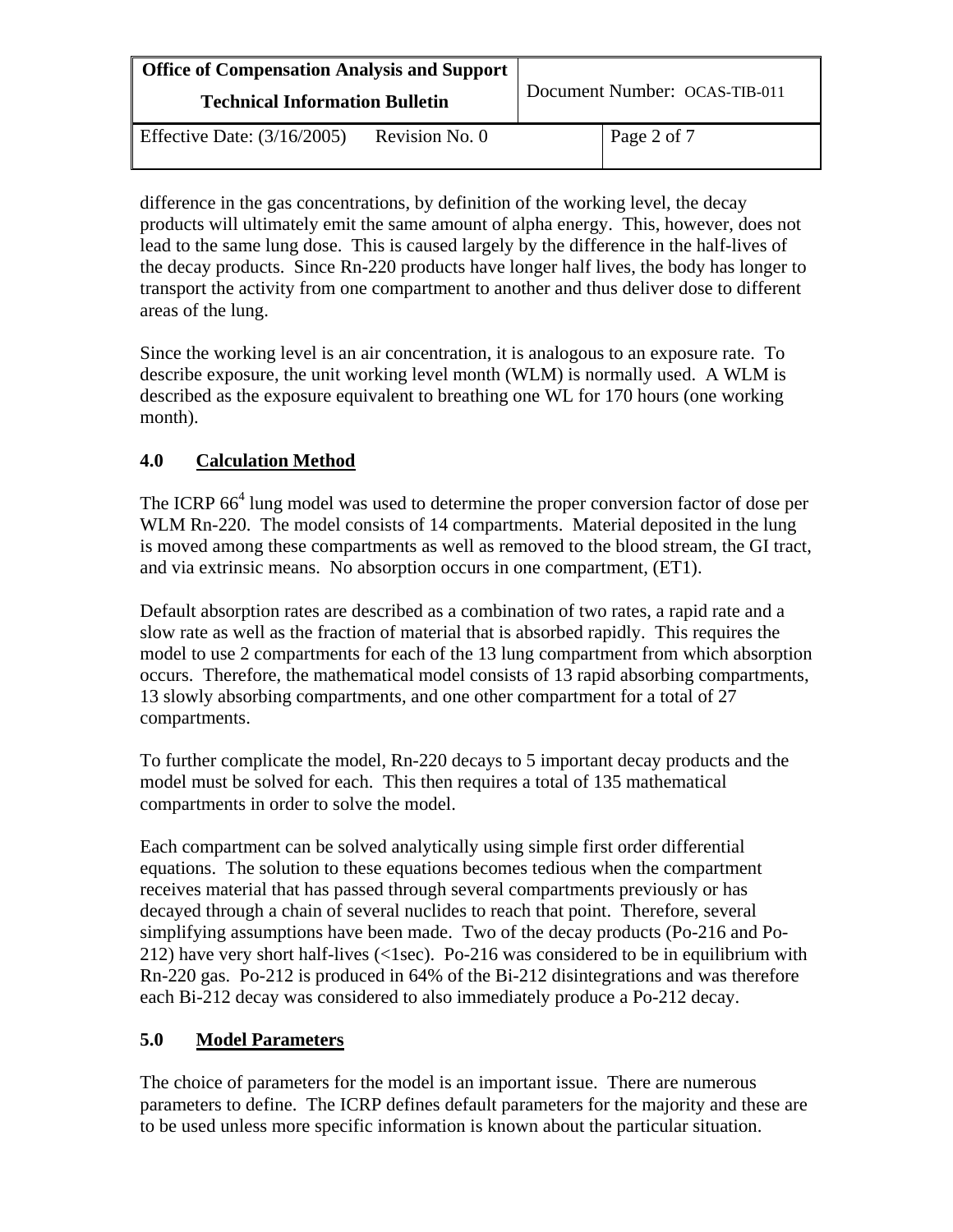difference in the gas concentrations, by definition of the working level, the decay products will ultimately emit the same amount of alpha energy. This, however, does not lead to the same lung dose. This is caused largely by the difference in the half-lives of the decay products. Since Rn-220 products have longer half lives, the body has longer to transport the activity from one compartment to another and thus deliver dose to different areas of the lung.

Since the working level is an air concentration, it is analogous to an exposure rate. To describe exposure, the unit working level month (WLM) is normally used. A WLM is described as the exposure equivalent to breathing one WL for 170 hours (one working month).

## 4.0 Calculation Method

The ICRP 66[4] lung model was used to determine the proper conversion factor of dose per WLM Rn-220. The model consists of 14 compartments. Material deposited in the lung is moved among these compartments as well as removed to the blood stream, the GI tract, and via extrinsic means. No absorption occurs in one compartment, (ET1).

Default absorption rates are described as a combination of two rates, a rapid rate and a slow rate as well as the fraction of material that is absorbed rapidly. This requires the model to use 2 compartments for each of the 13 lung compartment from which absorption occurs. Therefore, the mathematical model consists of 13 rapid absorbing compartments, 13 slowly absorbing compartments, and one other compartment for a total of 27 compartments.

To further complicate the model, Rn-220 decays to 5 important decay products and the model must be solved for each. This then requires a total of 135 mathematical compartments in order to solve the model.

Each compartment can be solved analytically using simple first order differential equations. The solution to these equations becomes tedious when the compartment receives material that has passed through several compartments previously or has decayed through a chain of several nuclides to reach that point. Therefore, several simplifying assumptions have been made. Two of the decay products (Po-216 and Po-212) have very short half-lives (<1sec). Po-216 was considered to be in equilibrium with Rn-220 gas. Po-212 is produced in 64% of the Bi-212 disintegrations and was therefore each Bi-212 decay was considered to also immediately produce a Po-212 decay.

## 5.0 Model Parameters

The choice of parameters for the model is an important issue. There are numerous parameters to define. The ICRP defines default parameters for the majority and these are to be used unless more specific information is known about the particular situation.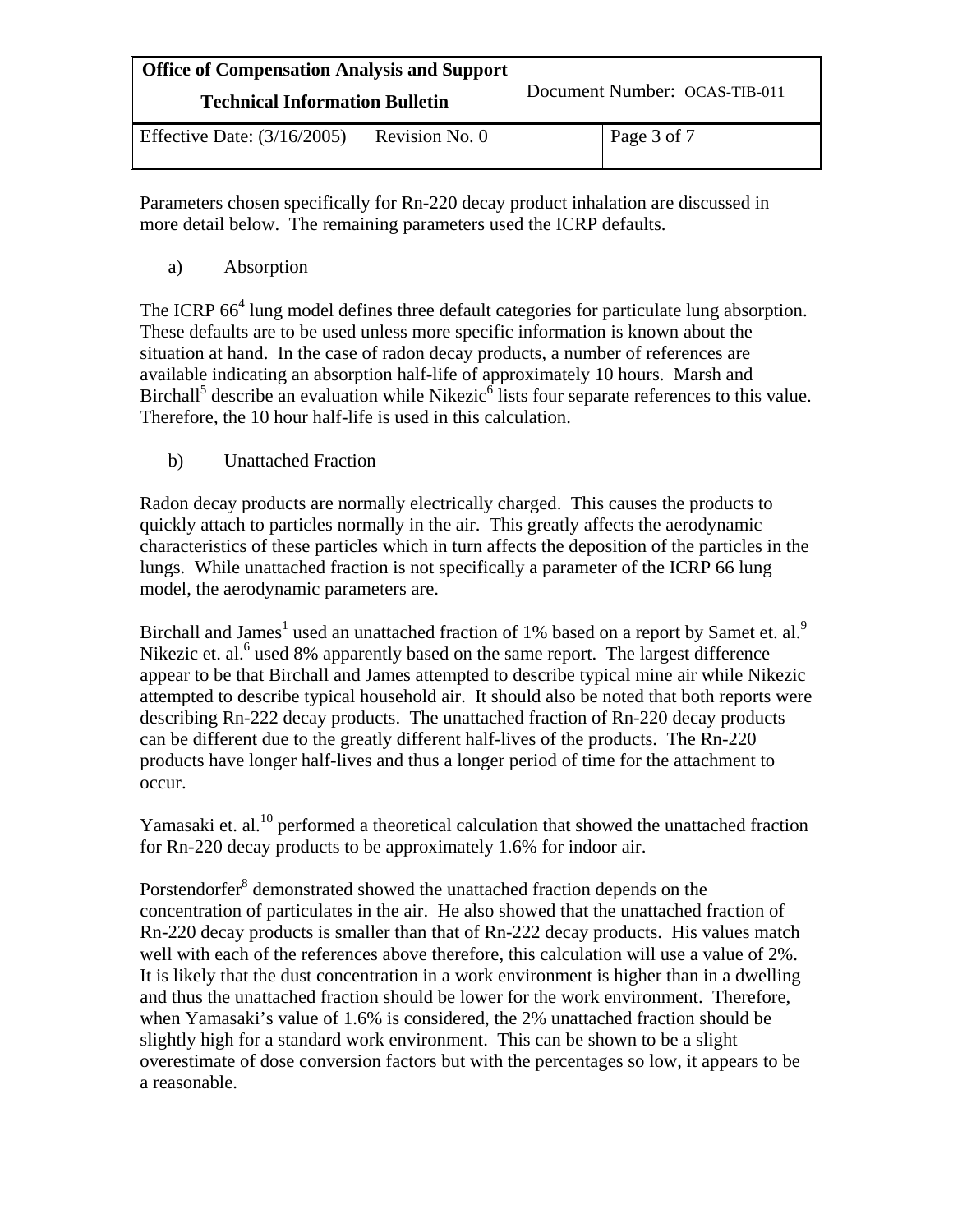Parameters chosen specifically for Rn-220 decay product inhalation are discussed in more detail below. The remaining parameters used the ICRP defaults.

a) Absorption

The ICRP 66[4] lung model defines three default categories for particulate lung absorption. These defaults are to be used unless more specific information is known about the situation at hand. In the case of radon decay products, a number of references are available indicating an absorption half-life of approximately 10 hours. Marsh and Birchall[5] describe an evaluation while Nikezic[6] lists four separate references to this value. Therefore, the 10 hour half-life is used in this calculation.

b) Unattached Fraction

Radon decay products are normally electrically charged. This causes the products to quickly attach to particles normally in the air. This greatly affects the aerodynamic characteristics of these particles which in turn affects the deposition of the particles in the lungs. While unattached fraction is not specifically a parameter of the ICRP 66 lung model, the aerodynamic parameters are.

Birchall and James[1] used an unattached fraction of 1% based on a report by Samet et. al.[9] Nikezic et. al.[6] used 8% apparently based on the same report. The largest difference appear to be that Birchall and James attempted to describe typical mine air while Nikezic attempted to describe typical household air. It should also be noted that both reports were describing Rn-222 decay products. The unattached fraction of Rn-220 decay products can be different due to the greatly different half-lives of the products. The Rn-220 products have longer half-lives and thus a longer period of time for the attachment to occur.

Yamasaki et. al.[10] performed a theoretical calculation that showed the unattached fraction for Rn-220 decay products to be approximately 1.6% for indoor air.

Porstendorfer[8] demonstrated showed the unattached fraction depends on the concentration of particulates in the air. He also showed that the unattached fraction of Rn-220 decay products is smaller than that of Rn-222 decay products. His values match well with each of the references above therefore, this calculation will use a value of 2%. It is likely that the dust concentration in a work environment is higher than in a dwelling and thus the unattached fraction should be lower for the work environment. Therefore, when Yamasaki's value of 1.6% is considered, the 2% unattached fraction should be slightly high for a standard work environment. This can be shown to be a slight overestimate of dose conversion factors but with the percentages so low, it appears to be a reasonable.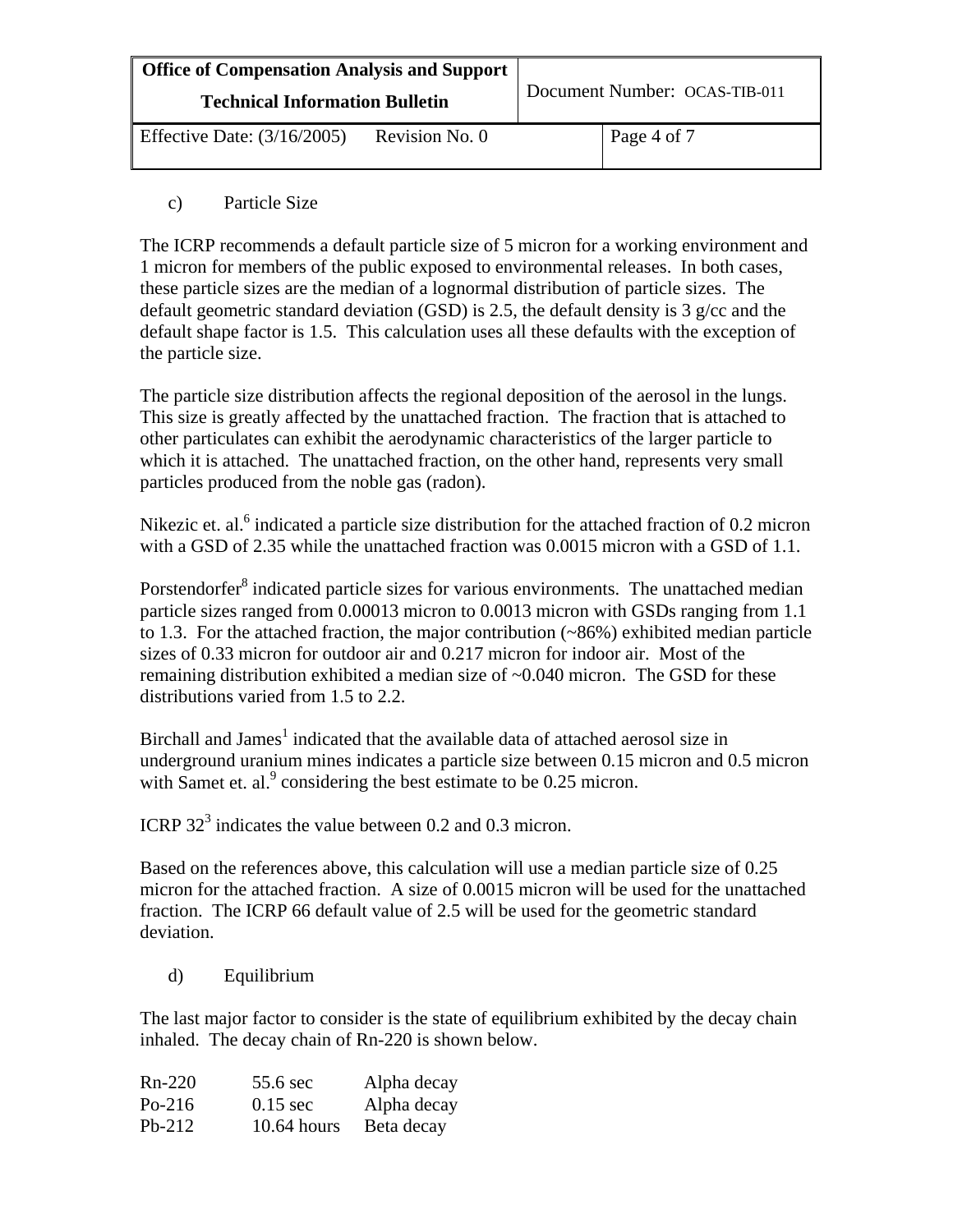c) Particle Size

The ICRP recommends a default particle size of 5 micron for a working environment and 1 micron for members of the public exposed to environmental releases. In both cases, these particle sizes are the median of a lognormal distribution of particle sizes. The default geometric standard deviation (GSD) is 2.5, the default density is 3 g/cc and the default shape factor is 1.5. This calculation uses all these defaults with the exception of the particle size.

The particle size distribution affects the regional deposition of the aerosol in the lungs. This size is greatly affected by the unattached fraction. The fraction that is attached to other particulates can exhibit the aerodynamic characteristics of the larger particle to which it is attached. The unattached fraction, on the other hand, represents very small particles produced from the noble gas (radon).

Nikezic et. al.[6] indicated a particle size distribution for the attached fraction of 0.2 micron with a GSD of 2.35 while the unattached fraction was 0.0015 micron with a GSD of 1.1.

Porstendorfer[8] indicated particle sizes for various environments. The unattached median particle sizes ranged from 0.00013 micron to 0.0013 micron with GSDs ranging from 1.1 to 1.3. For the attached fraction, the major contribution (~86%) exhibited median particle sizes of 0.33 micron for outdoor air and 0.217 micron for indoor air. Most of the remaining distribution exhibited a median size of ~0.040 micron. The GSD for these distributions varied from 1.5 to 2.2.

Birchall and James[1] indicated that the available data of attached aerosol size in underground uranium mines indicates a particle size between 0.15 micron and 0.5 micron with Samet et. al.[9] considering the best estimate to be 0.25 micron.

ICRP 32[3] indicates the value between 0.2 and 0.3 micron.

Based on the references above, this calculation will use a median particle size of 0.25 micron for the attached fraction. A size of 0.0015 micron will be used for the unattached fraction. The ICRP 66 default value of 2.5 will be used for the geometric standard deviation.

d) Equilibrium

The last major factor to consider is the state of equilibrium exhibited by the decay chain inhaled. The decay chain of Rn-220 is shown below.

| | | |
|---|---|---|
| Rn-220 | 55.6 sec | Alpha decay |
| Po-216 | 0.15 sec | Alpha decay |
| Pb-212 | 10.64 hours | Beta decay |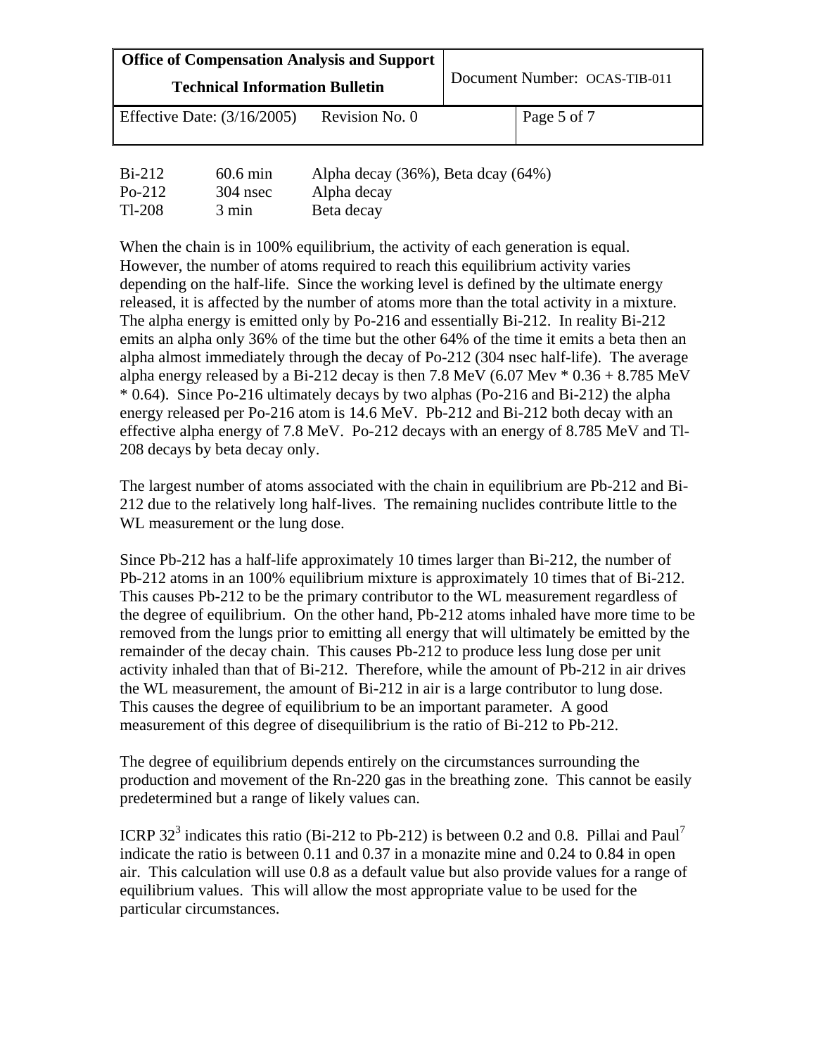| | | |
|---|---|---|
| Bi-212 | 60.6 min | Alpha decay (36%), Beta dcay (64%) |
| Po-212 | 304 nsec | Alpha decay |
| Tl-208 | 3 min | Beta decay |

When the chain is in 100% equilibrium, the activity of each generation is equal. However, the number of atoms required to reach this equilibrium activity varies depending on the half-life. Since the working level is defined by the ultimate energy released, it is affected by the number of atoms more than the total activity in a mixture. The alpha energy is emitted only by Po-216 and essentially Bi-212. In reality Bi-212 emits an alpha only 36% of the time but the other 64% of the time it emits a beta then an alpha almost immediately through the decay of Po-212 (304 nsec half-life). The average alpha energy released by a Bi-212 decay is then 7.8 MeV (6.07 Mev * 0.36 + 8.785 MeV * 0.64). Since Po-216 ultimately decays by two alphas (Po-216 and Bi-212) the alpha energy released per Po-216 atom is 14.6 MeV. Pb-212 and Bi-212 both decay with an effective alpha energy of 7.8 MeV. Po-212 decays with an energy of 8.785 MeV and Tl-208 decays by beta decay only.

The largest number of atoms associated with the chain in equilibrium are Pb-212 and Bi-212 due to the relatively long half-lives. The remaining nuclides contribute little to the WL measurement or the lung dose.

Since Pb-212 has a half-life approximately 10 times larger than Bi-212, the number of Pb-212 atoms in an 100% equilibrium mixture is approximately 10 times that of Bi-212. This causes Pb-212 to be the primary contributor to the WL measurement regardless of the degree of equilibrium. On the other hand, Pb-212 atoms inhaled have more time to be removed from the lungs prior to emitting all energy that will ultimately be emitted by the remainder of the decay chain. This causes Pb-212 to produce less lung dose per unit activity inhaled than that of Bi-212. Therefore, while the amount of Pb-212 in air drives the WL measurement, the amount of Bi-212 in air is a large contributor to lung dose. This causes the degree of equilibrium to be an important parameter. A good measurement of this degree of disequilibrium is the ratio of Bi-212 to Pb-212.

The degree of equilibrium depends entirely on the circumstances surrounding the production and movement of the Rn-220 gas in the breathing zone. This cannot be easily predetermined but a range of likely values can.

ICRP 32[3] indicates this ratio (Bi-212 to Pb-212) is between 0.2 and 0.8. Pillai and Paul[7] indicate the ratio is between 0.11 and 0.37 in a monazite mine and 0.24 to 0.84 in open air. This calculation will use 0.8 as a default value but also provide values for a range of equilibrium values. This will allow the most appropriate value to be used for the particular circumstances.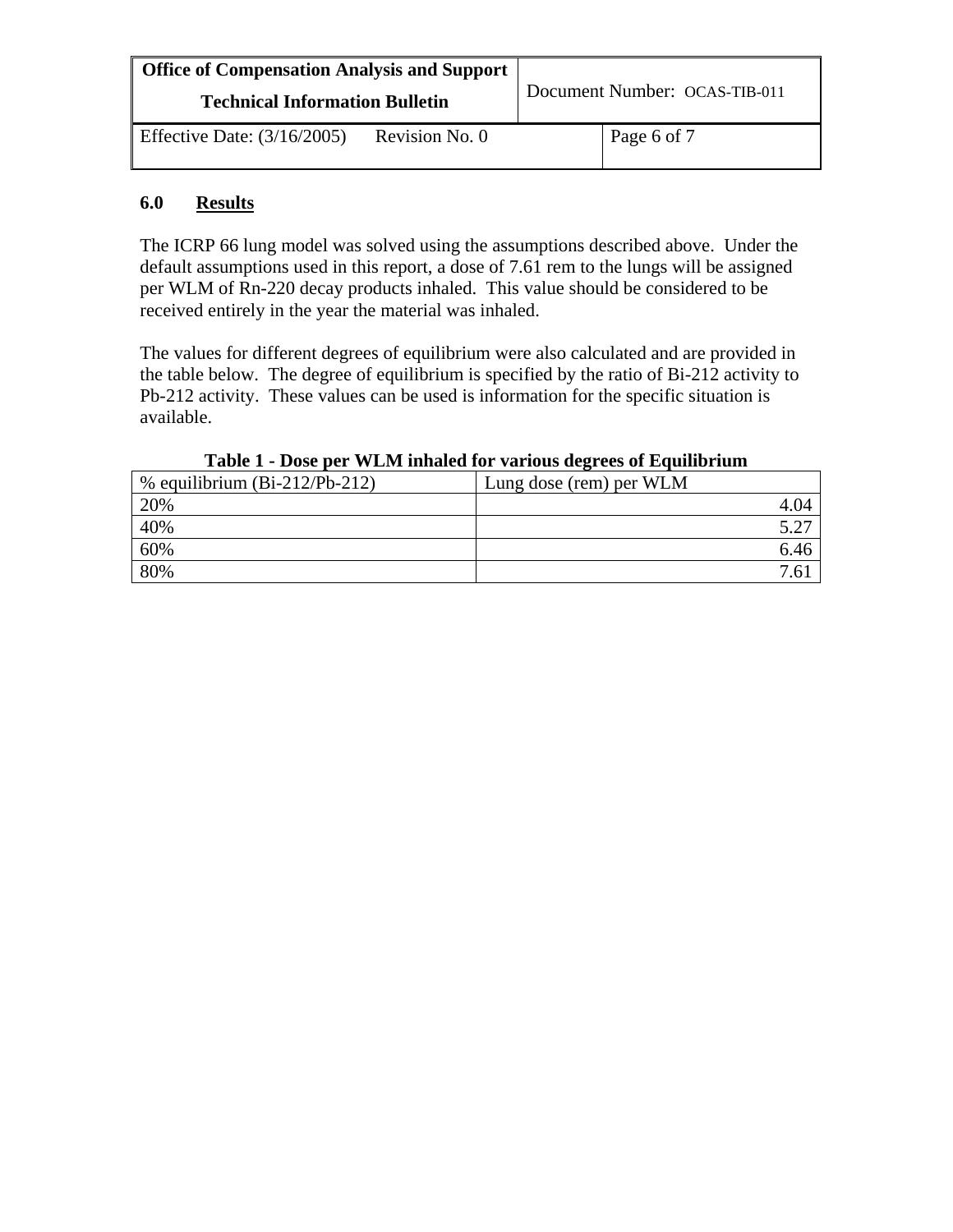## 6.0 Results

The ICRP 66 lung model was solved using the assumptions described above. Under the default assumptions used in this report, a dose of 7.61 rem to the lungs will be assigned per WLM of Rn-220 decay products inhaled. This value should be considered to be received entirely in the year the material was inhaled.

The values for different degrees of equilibrium were also calculated and are provided in the table below. The degree of equilibrium is specified by the ratio of Bi-212 activity to Pb-212 activity. These values can be used is information for the specific situation is available.

**Table 1 - Dose per WLM inhaled for various degrees of Equilibrium**

| % equilibrium (Bi-212/Pb-212) | Lung dose (rem) per WLM |
|---|---:|
| 20% | 4.04 |
| 40% | 5.27 |
| 60% | 6.46 |
| 80% | 7.61 |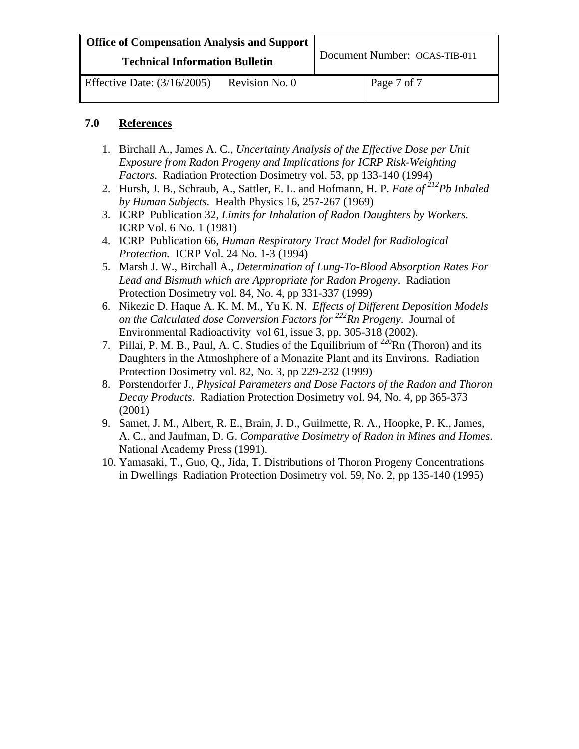## 7.0 References

1. Birchall A., James A. C., *Uncertainty Analysis of the Effective Dose per Unit Exposure from Radon Progeny and Implications for ICRP Risk-Weighting Factors*. Radiation Protection Dosimetry vol. 53, pp 133-140 (1994)
2. Hursh, J. B., Schraub, A., Sattler, E. L. and Hofmann, H. P. *Fate of $^{212}$Pb Inhaled by Human Subjects.* Health Physics 16, 257-267 (1969)
3. ICRP Publication 32, *Limits for Inhalation of Radon Daughters by Workers.* ICRP Vol. 6 No. 1 (1981)
4. ICRP Publication 66, *Human Respiratory Tract Model for Radiological Protection.* ICRP Vol. 24 No. 1-3 (1994)
5. Marsh J. W., Birchall A., *Determination of Lung-To-Blood Absorption Rates For Lead and Bismuth which are Appropriate for Radon Progeny*. Radiation Protection Dosimetry vol. 84, No. 4, pp 331-337 (1999)
6. Nikezic D. Haque A. K. M. M., Yu K. N. *Effects of Different Deposition Models on the Calculated dose Conversion Factors for $^{222}$Rn Progeny*. Journal of Environmental Radioactivity vol 61, issue 3, pp. 305-318 (2002).
7. Pillai, P. M. B., Paul, A. C. Studies of the Equilibrium of $^{220}$Rn (Thoron) and its Daughters in the Atmoshphere of a Monazite Plant and its Environs. Radiation Protection Dosimetry vol. 82, No. 3, pp 229-232 (1999)
8. Porstendorfer J., *Physical Parameters and Dose Factors of the Radon and Thoron Decay Products*. Radiation Protection Dosimetry vol. 94, No. 4, pp 365-373 (2001)
9. Samet, J. M., Albert, R. E., Brain, J. D., Guilmette, R. A., Hoopke, P. K., James, A. C., and Jaufman, D. G. *Comparative Dosimetry of Radon in Mines and Homes*. National Academy Press (1991).
10. Yamasaki, T., Guo, Q., Jida, T. Distributions of Thoron Progeny Concentrations in Dwellings Radiation Protection Dosimetry vol. 59, No. 2, pp 135-140 (1995)